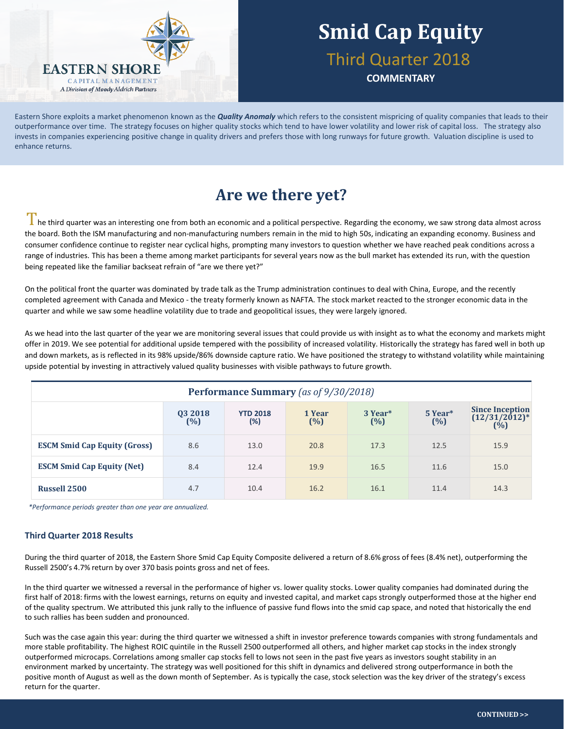EASTERN SHORE
CAPITAL MANAGEMENT
*A Division of Moody Aldrich Partners*

# Smid Cap Equity

## Third Quarter 2018

**COMMENTARY**

Eastern Shore exploits a market phenomenon known as the ***Quality Anomaly*** which refers to the consistent mispricing of quality companies that leads to their outperformance over time. The strategy focuses on higher quality stocks which tend to have lower volatility and lower risk of capital loss. The strategy also invests in companies experiencing positive change in quality drivers and prefers those with long runways for future growth. Valuation discipline is used to enhance returns.

## Are we there yet?

The third quarter was an interesting one from both an economic and a political perspective. Regarding the economy, we saw strong data almost across the board. Both the ISM manufacturing and non-manufacturing numbers remain in the mid to high 50s, indicating an expanding economy. Business and consumer confidence continue to register near cyclical highs, prompting many investors to question whether we have reached peak conditions across a range of industries. This has been a theme among market participants for several years now as the bull market has extended its run, with the question being repeated like the familiar backseat refrain of "are we there yet?"

On the political front the quarter was dominated by trade talk as the Trump administration continues to deal with China, Europe, and the recently completed agreement with Canada and Mexico - the treaty formerly known as NAFTA. The stock market reacted to the stronger economic data in the quarter and while we saw some headline volatility due to trade and geopolitical issues, they were largely ignored.

As we head into the last quarter of the year we are monitoring several issues that could provide us with insight as to what the economy and markets might offer in 2019. We see potential for additional upside tempered with the possibility of increased volatility. Historically the strategy has fared well in both up and down markets, as is reflected in its 98% upside/86% downside capture ratio. We have positioned the strategy to withstand volatility while maintaining upside potential by investing in attractively valued quality businesses with visible pathways to future growth.

**Performance Summary** *(as of 9/30/2018)*

| | Q3 2018 (%) | YTD 2018 (%) | 1 Year (%) | 3 Year* (%) | 5 Year* (%) | Since Inception (12/31/2012)* (%) |
|---|---|---|---|---|---|---|
| **ESCM Smid Cap Equity (Gross)** | 8.6 | 13.0 | 20.8 | 17.3 | 12.5 | 15.9 |
| **ESCM Smid Cap Equity (Net)** | 8.4 | 12.4 | 19.9 | 16.5 | 11.6 | 15.0 |
| **Russell 2500** | 4.7 | 10.4 | 16.2 | 16.1 | 11.4 | 14.3 |

*\*Performance periods greater than one year are annualized.*

### Third Quarter 2018 Results

During the third quarter of 2018, the Eastern Shore Smid Cap Equity Composite delivered a return of 8.6% gross of fees (8.4% net), outperforming the Russell 2500's 4.7% return by over 370 basis points gross and net of fees.

In the third quarter we witnessed a reversal in the performance of higher vs. lower quality stocks. Lower quality companies had dominated during the first half of 2018: firms with the lowest earnings, returns on equity and invested capital, and market caps strongly outperformed those at the higher end of the quality spectrum. We attributed this junk rally to the influence of passive fund flows into the smid cap space, and noted that historically the end to such rallies has been sudden and pronounced.

Such was the case again this year: during the third quarter we witnessed a shift in investor preference towards companies with strong fundamentals and more stable profitability. The highest ROIC quintile in the Russell 2500 outperformed all others, and higher market cap stocks in the index strongly outperformed microcaps. Correlations among smaller cap stocks fell to lows not seen in the past five years as investors sought stability in an environment marked by uncertainty. The strategy was well positioned for this shift in dynamics and delivered strong outperformance in both the positive month of August as well as the down month of September. As is typically the case, stock selection was the key driver of the strategy's excess return for the quarter.

**CONTINUED >>**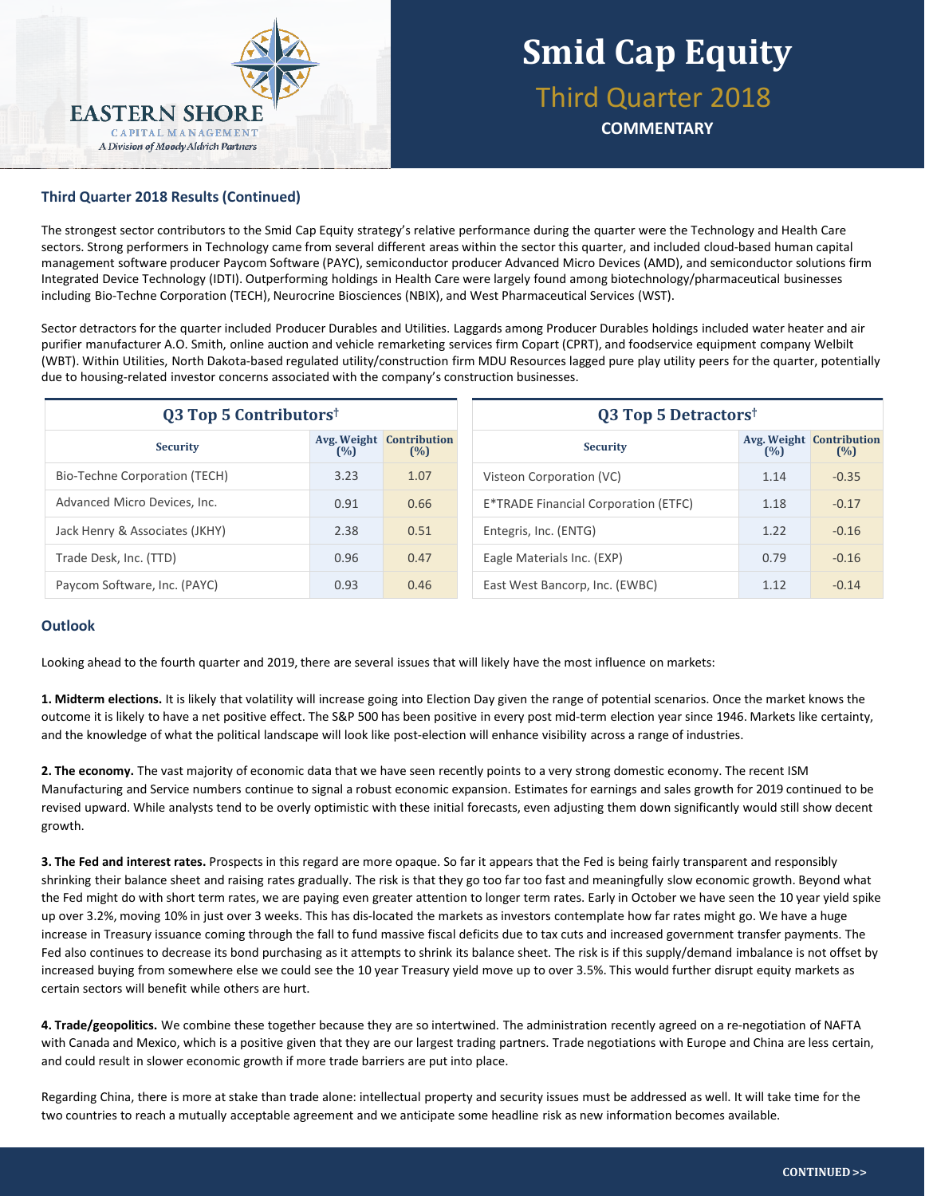## Third Quarter 2018 Results (Continued)

The strongest sector contributors to the Smid Cap Equity strategy's relative performance during the quarter were the Technology and Health Care sectors. Strong performers in Technology came from several different areas within the sector this quarter, and included cloud-based human capital management software producer Paycom Software (PAYC), semiconductor producer Advanced Micro Devices (AMD), and semiconductor solutions firm Integrated Device Technology (IDTI). Outperforming holdings in Health Care were largely found among biotechnology/pharmaceutical businesses including Bio-Techne Corporation (TECH), Neurocrine Biosciences (NBIX), and West Pharmaceutical Services (WST).

Sector detractors for the quarter included Producer Durables and Utilities. Laggards among Producer Durables holdings included water heater and air purifier manufacturer A.O. Smith, online auction and vehicle remarketing services firm Copart (CPRT), and foodservice equipment company Welbilt (WBT). Within Utilities, North Dakota-based regulated utility/construction firm MDU Resources lagged pure play utility peers for the quarter, potentially due to housing-related investor concerns associated with the company's construction businesses.

**Q3 Top 5 Contributors†**

| Security | Avg. Weight (%) | Contribution (%) |
|---|---|---|
| Bio-Techne Corporation (TECH) | 3.23 | 1.07 |
| Advanced Micro Devices, Inc. | 0.91 | 0.66 |
| Jack Henry & Associates (JKHY) | 2.38 | 0.51 |
| Trade Desk, Inc. (TTD) | 0.96 | 0.47 |
| Paycom Software, Inc. (PAYC) | 0.93 | 0.46 |

**Q3 Top 5 Detractors†**

| Security | Avg. Weight (%) | Contribution (%) |
|---|---|---|
| Visteon Corporation (VC) | 1.14 | -0.35 |
| E*TRADE Financial Corporation (ETFC) | 1.18 | -0.17 |
| Entegris, Inc. (ENTG) | 1.22 | -0.16 |
| Eagle Materials Inc. (EXP) | 0.79 | -0.16 |
| East West Bancorp, Inc. (EWBC) | 1.12 | -0.14 |

## Outlook

Looking ahead to the fourth quarter and 2019, there are several issues that will likely have the most influence on markets:

**1. Midterm elections.** It is likely that volatility will increase going into Election Day given the range of potential scenarios. Once the market knows the outcome it is likely to have a net positive effect. The S&P 500 has been positive in every post mid-term election year since 1946. Markets like certainty, and the knowledge of what the political landscape will look like post-election will enhance visibility across a range of industries.

**2. The economy.** The vast majority of economic data that we have seen recently points to a very strong domestic economy. The recent ISM Manufacturing and Service numbers continue to signal a robust economic expansion. Estimates for earnings and sales growth for 2019 continued to be revised upward. While analysts tend to be overly optimistic with these initial forecasts, even adjusting them down significantly would still show decent growth.

**3. The Fed and interest rates.** Prospects in this regard are more opaque. So far it appears that the Fed is being fairly transparent and responsibly shrinking their balance sheet and raising rates gradually. The risk is that they go too far too fast and meaningfully slow economic growth. Beyond what the Fed might do with short term rates, we are paying even greater attention to longer term rates. Early in October we have seen the 10 year yield spike up over 3.2%, moving 10% in just over 3 weeks. This has dis-located the markets as investors contemplate how far rates might go. We have a huge increase in Treasury issuance coming through the fall to fund massive fiscal deficits due to tax cuts and increased government transfer payments. The Fed also continues to decrease its bond purchasing as it attempts to shrink its balance sheet. The risk is if this supply/demand imbalance is not offset by increased buying from somewhere else we could see the 10 year Treasury yield move up to over 3.5%. This would further disrupt equity markets as certain sectors will benefit while others are hurt.

**4. Trade/geopolitics.** We combine these together because they are so intertwined. The administration recently agreed on a re-negotiation of NAFTA with Canada and Mexico, which is a positive given that they are our largest trading partners. Trade negotiations with Europe and China are less certain, and could result in slower economic growth if more trade barriers are put into place.

Regarding China, there is more at stake than trade alone: intellectual property and security issues must be addressed as well. It will take time for the two countries to reach a mutually acceptable agreement and we anticipate some headline risk as new information becomes available.

CONTINUED >>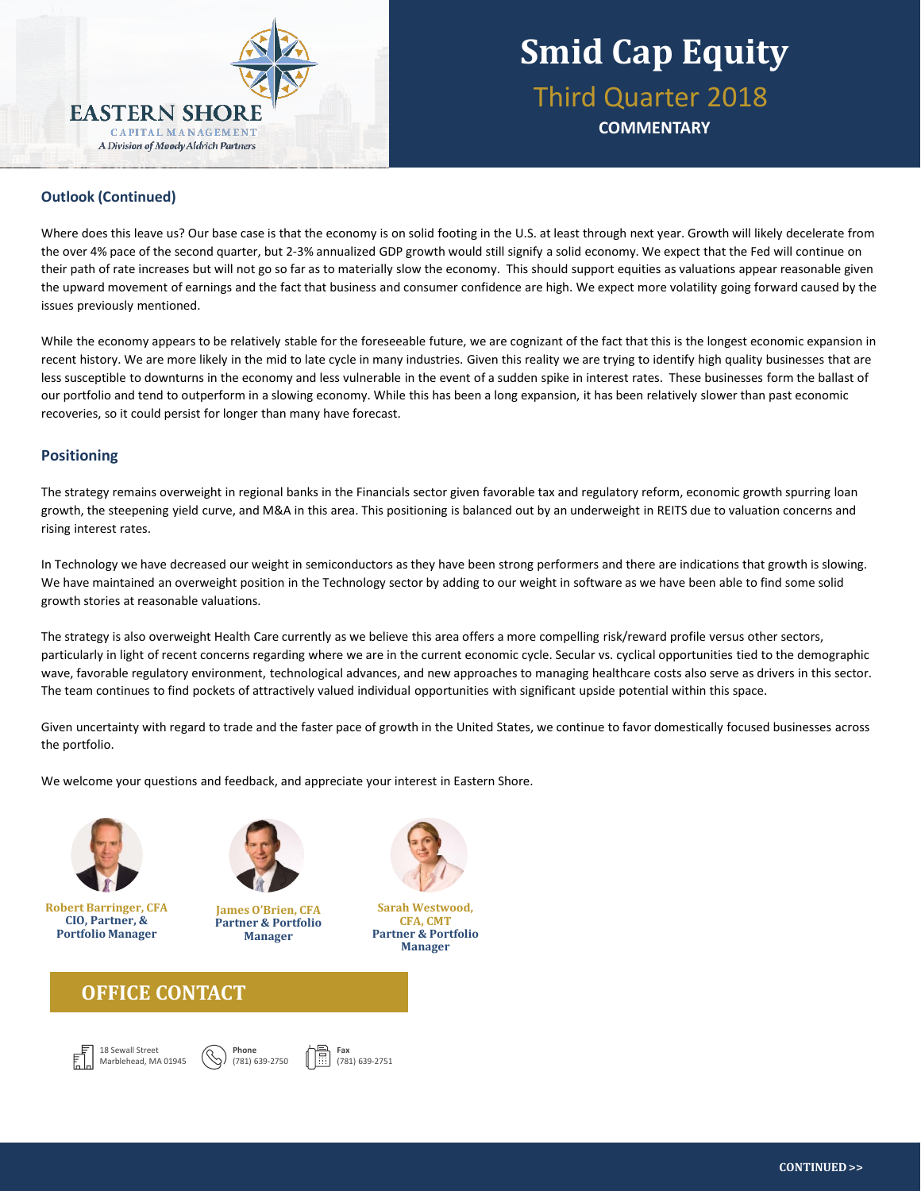## Outlook (Continued)

Where does this leave us? Our base case is that the economy is on solid footing in the U.S. at least through next year. Growth will likely decelerate from the over 4% pace of the second quarter, but 2-3% annualized GDP growth would still signify a solid economy. We expect that the Fed will continue on their path of rate increases but will not go so far as to materially slow the economy. This should support equities as valuations appear reasonable given the upward movement of earnings and the fact that business and consumer confidence are high. We expect more volatility going forward caused by the issues previously mentioned.

While the economy appears to be relatively stable for the foreseeable future, we are cognizant of the fact that this is the longest economic expansion in recent history. We are more likely in the mid to late cycle in many industries. Given this reality we are trying to identify high quality businesses that are less susceptible to downturns in the economy and less vulnerable in the event of a sudden spike in interest rates. These businesses form the ballast of our portfolio and tend to outperform in a slowing economy. While this has been a long expansion, it has been relatively slower than past economic recoveries, so it could persist for longer than many have forecast.

## Positioning

The strategy remains overweight in regional banks in the Financials sector given favorable tax and regulatory reform, economic growth spurring loan growth, the steepening yield curve, and M&A in this area. This positioning is balanced out by an underweight in REITS due to valuation concerns and rising interest rates.

In Technology we have decreased our weight in semiconductors as they have been strong performers and there are indications that growth is slowing. We have maintained an overweight position in the Technology sector by adding to our weight in software as we have been able to find some solid growth stories at reasonable valuations.

The strategy is also overweight Health Care currently as we believe this area offers a more compelling risk/reward profile versus other sectors, particularly in light of recent concerns regarding where we are in the current economic cycle. Secular vs. cyclical opportunities tied to the demographic wave, favorable regulatory environment, technological advances, and new approaches to managing healthcare costs also serve as drivers in this sector. The team continues to find pockets of attractively valued individual opportunities with significant upside potential within this space.

Given uncertainty with regard to trade and the faster pace of growth in the United States, we continue to favor domestically focused businesses across the portfolio.

We welcome your questions and feedback, and appreciate your interest in Eastern Shore.

**Robert Barringer, CFA**
**CIO, Partner, & Portfolio Manager**

**James O'Brien, CFA**
**Partner & Portfolio Manager**

**Sarah Westwood, CFA, CMT**
**Partner & Portfolio Manager**

## OFFICE CONTACT

18 Sewall Street
Marblehead, MA 01945

**Phone**
(781) 639-2750

**Fax**
(781) 639-2751

**CONTINUED >>**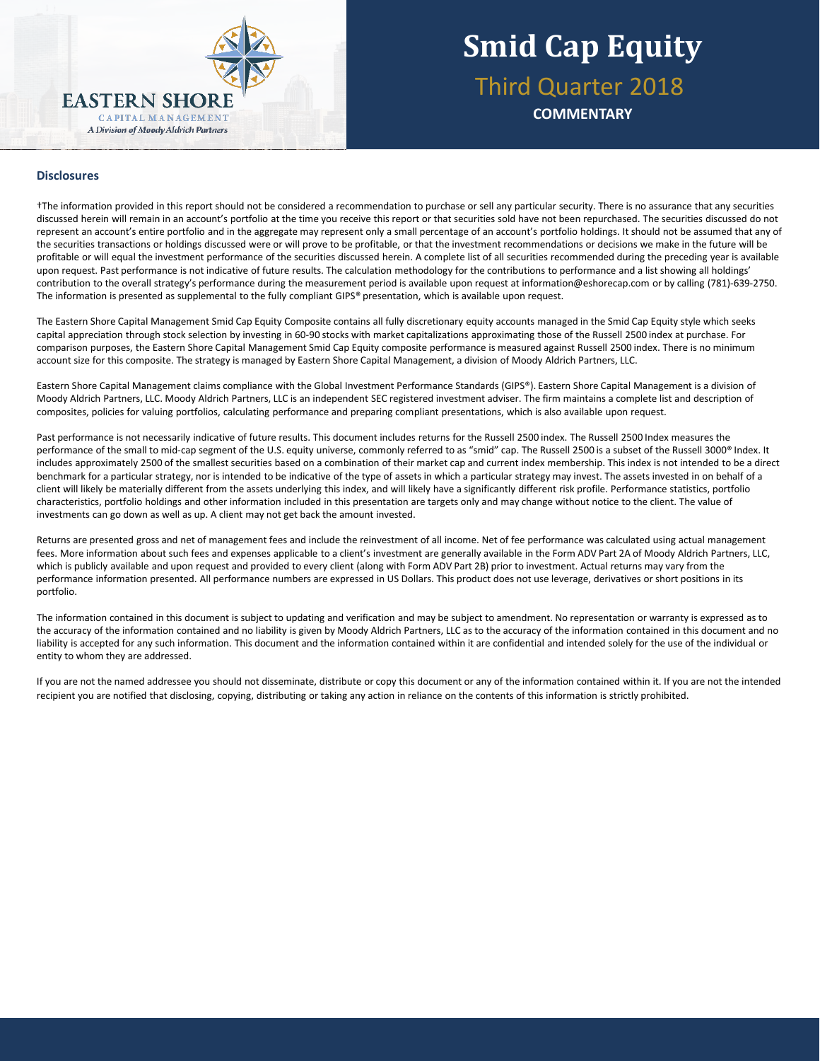# Smid Cap Equity

## Third Quarter 2018

**COMMENTARY**

### Disclosures

†The information provided in this report should not be considered a recommendation to purchase or sell any particular security. There is no assurance that any securities discussed herein will remain in an account's portfolio at the time you receive this report or that securities sold have not been repurchased. The securities discussed do not represent an account's entire portfolio and in the aggregate may represent only a small percentage of an account's portfolio holdings. It should not be assumed that any of the securities transactions or holdings discussed were or will prove to be profitable, or that the investment recommendations or decisions we make in the future will be profitable or will equal the investment performance of the securities discussed herein. A complete list of all securities recommended during the preceding year is available upon request. Past performance is not indicative of future results. The calculation methodology for the contributions to performance and a list showing all holdings' contribution to the overall strategy's performance during the measurement period is available upon request at information@eshorecap.com or by calling (781)-639-2750. The information is presented as supplemental to the fully compliant GIPS® presentation, which is available upon request.

The Eastern Shore Capital Management Smid Cap Equity Composite contains all fully discretionary equity accounts managed in the Smid Cap Equity style which seeks capital appreciation through stock selection by investing in 60-90 stocks with market capitalizations approximating those of the Russell 2500 index at purchase. For comparison purposes, the Eastern Shore Capital Management Smid Cap Equity composite performance is measured against Russell 2500 index. There is no minimum account size for this composite. The strategy is managed by Eastern Shore Capital Management, a division of Moody Aldrich Partners, LLC.

Eastern Shore Capital Management claims compliance with the Global Investment Performance Standards (GIPS®). Eastern Shore Capital Management is a division of Moody Aldrich Partners, LLC. Moody Aldrich Partners, LLC is an independent SEC registered investment adviser. The firm maintains a complete list and description of composites, policies for valuing portfolios, calculating performance and preparing compliant presentations, which is also available upon request.

Past performance is not necessarily indicative of future results. This document includes returns for the Russell 2500 index. The Russell 2500 Index measures the performance of the small to mid-cap segment of the U.S. equity universe, commonly referred to as "smid" cap. The Russell 2500 is a subset of the Russell 3000® Index. It includes approximately 2500 of the smallest securities based on a combination of their market cap and current index membership. This index is not intended to be a direct benchmark for a particular strategy, nor is intended to be indicative of the type of assets in which a particular strategy may invest. The assets invested in on behalf of a client will likely be materially different from the assets underlying this index, and will likely have a significantly different risk profile. Performance statistics, portfolio characteristics, portfolio holdings and other information included in this presentation are targets only and may change without notice to the client. The value of investments can go down as well as up. A client may not get back the amount invested.

Returns are presented gross and net of management fees and include the reinvestment of all income. Net of fee performance was calculated using actual management fees. More information about such fees and expenses applicable to a client's investment are generally available in the Form ADV Part 2A of Moody Aldrich Partners, LLC, which is publicly available and upon request and provided to every client (along with Form ADV Part 2B) prior to investment. Actual returns may vary from the performance information presented. All performance numbers are expressed in US Dollars. This product does not use leverage, derivatives or short positions in its portfolio.

The information contained in this document is subject to updating and verification and may be subject to amendment. No representation or warranty is expressed as to the accuracy of the information contained and no liability is given by Moody Aldrich Partners, LLC as to the accuracy of the information contained in this document and no liability is accepted for any such information. This document and the information contained within it are confidential and intended solely for the use of the individual or entity to whom they are addressed.

If you are not the named addressee you should not disseminate, distribute or copy this document or any of the information contained within it. If you are not the intended recipient you are notified that disclosing, copying, distributing or taking any action in reliance on the contents of this information is strictly prohibited.